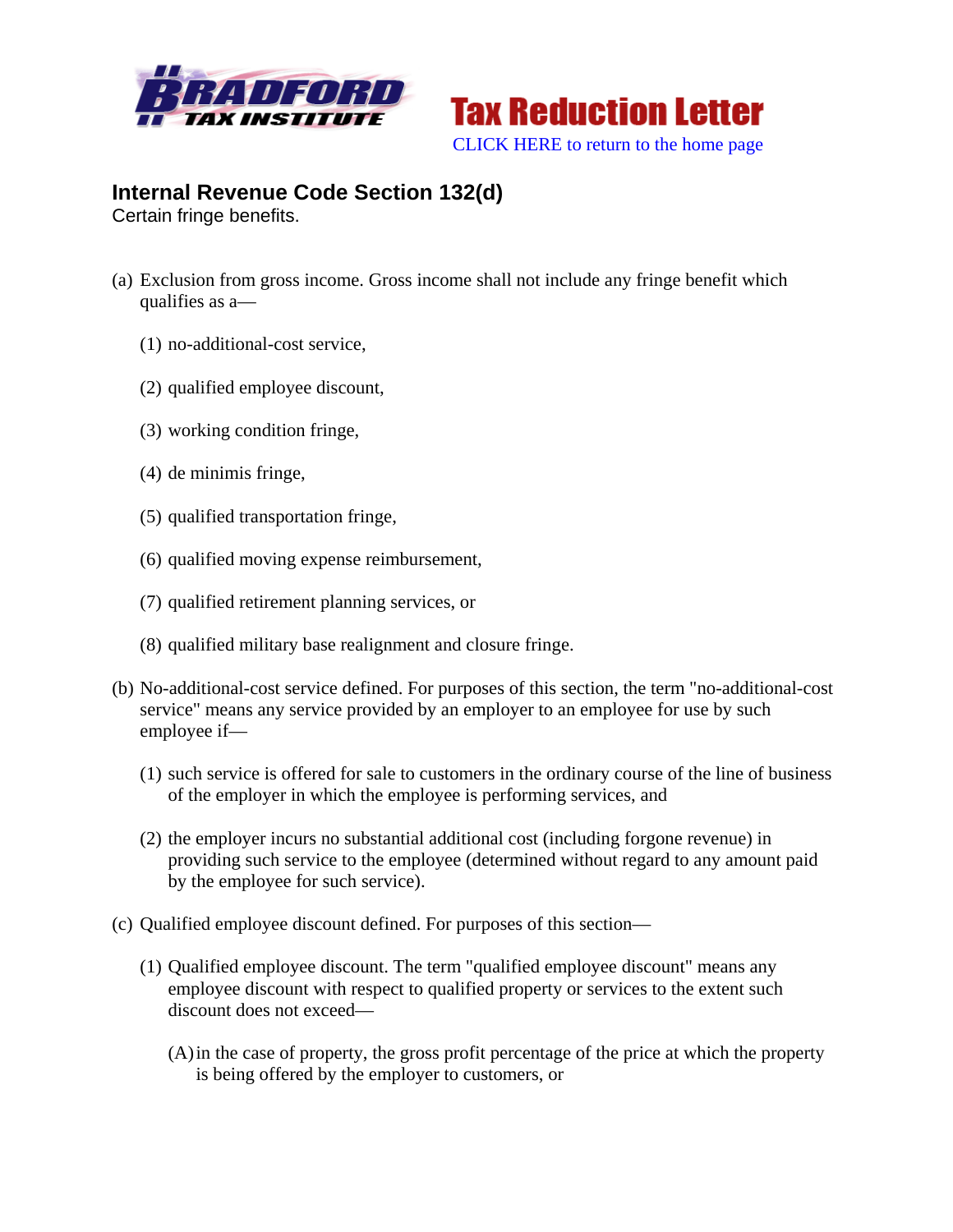**BRADFORD TAX INSTITUTE**

**Tax Reduction Letter**

CLICK HERE to return to the home page

## Internal Revenue Code Section 132(d)

Certain fringe benefits.

(a) Exclusion from gross income. Gross income shall not include any fringe benefit which qualifies as a—

(1) no-additional-cost service,

(2) qualified employee discount,

(3) working condition fringe,

(4) de minimis fringe,

(5) qualified transportation fringe,

(6) qualified moving expense reimbursement,

(7) qualified retirement planning services, or

(8) qualified military base realignment and closure fringe.

(b) No-additional-cost service defined. For purposes of this section, the term "no-additional-cost service" means any service provided by an employer to an employee for use by such employee if—

(1) such service is offered for sale to customers in the ordinary course of the line of business of the employer in which the employee is performing services, and

(2) the employer incurs no substantial additional cost (including forgone revenue) in providing such service to the employee (determined without regard to any amount paid by the employee for such service).

(c) Qualified employee discount defined. For purposes of this section—

(1) Qualified employee discount. The term "qualified employee discount" means any employee discount with respect to qualified property or services to the extent such discount does not exceed—

(A) in the case of property, the gross profit percentage of the price at which the property is being offered by the employer to customers, or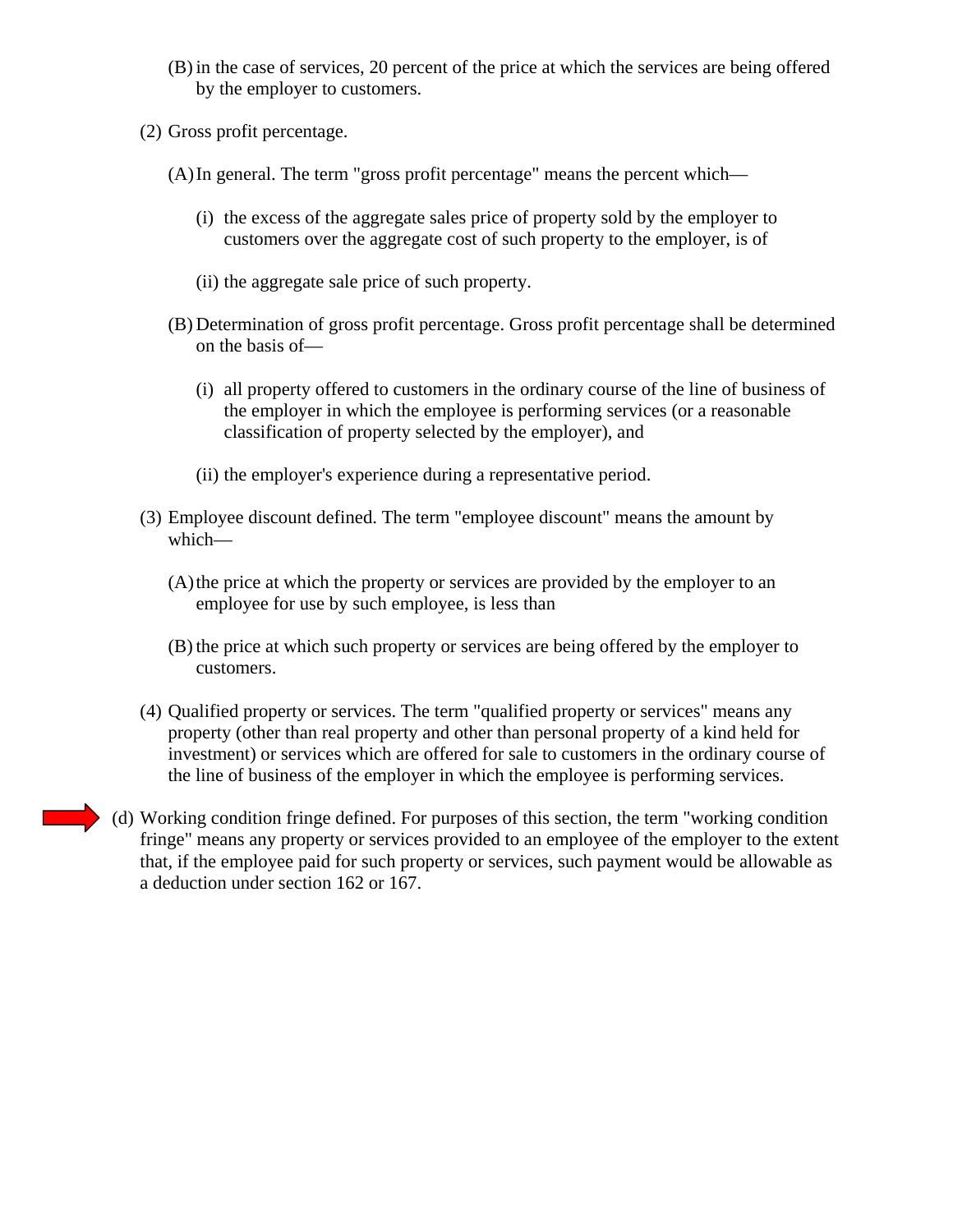(B) in the case of services, 20 percent of the price at which the services are being offered by the employer to customers.

(2) Gross profit percentage.

(A) In general. The term "gross profit percentage" means the percent which—

(i) the excess of the aggregate sales price of property sold by the employer to customers over the aggregate cost of such property to the employer, is of

(ii) the aggregate sale price of such property.

(B) Determination of gross profit percentage. Gross profit percentage shall be determined on the basis of—

(i) all property offered to customers in the ordinary course of the line of business of the employer in which the employee is performing services (or a reasonable classification of property selected by the employer), and

(ii) the employer's experience during a representative period.

(3) Employee discount defined. The term "employee discount" means the amount by which—

(A) the price at which the property or services are provided by the employer to an employee for use by such employee, is less than

(B) the price at which such property or services are being offered by the employer to customers.

(4) Qualified property or services. The term "qualified property or services" means any property (other than real property and other than personal property of a kind held for investment) or services which are offered for sale to customers in the ordinary course of the line of business of the employer in which the employee is performing services.

(d) Working condition fringe defined. For purposes of this section, the term "working condition fringe" means any property or services provided to an employee of the employer to the extent that, if the employee paid for such property or services, such payment would be allowable as a deduction under section 162 or 167.